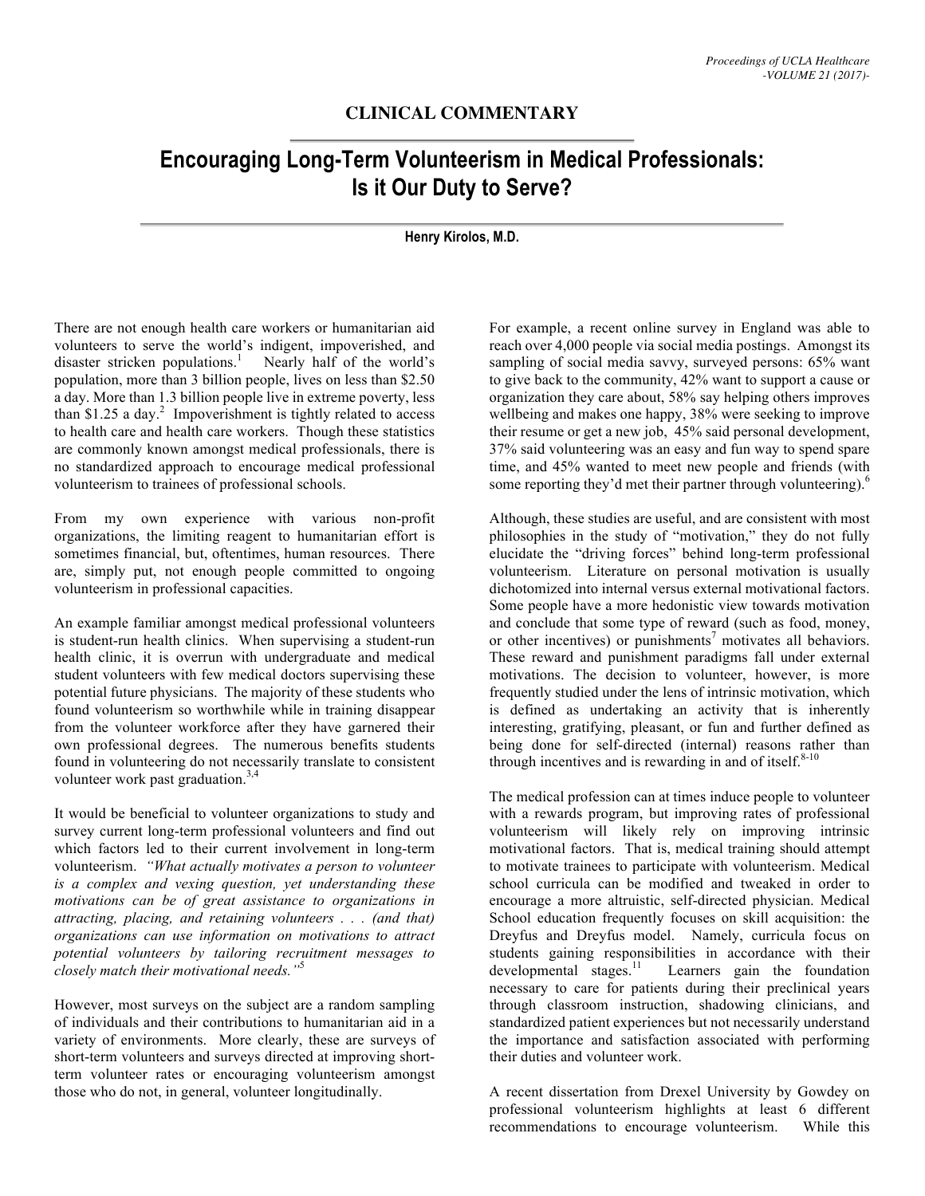**CLINICAL COMMENTARY**

# Encouraging Long-Term Volunteerism in Medical Professionals: Is it Our Duty to Serve?

**Henry Kirolos, M.D.**

There are not enough health care workers or humanitarian aid volunteers to serve the world's indigent, impoverished, and disaster stricken populations.[1] Nearly half of the world's population, more than 3 billion people, lives on less than $2.50 a day. More than 1.3 billion people live in extreme poverty, less than $1.25 a day.[2] Impoverishment is tightly related to access to health care and health care workers. Though these statistics are commonly known amongst medical professionals, there is no standardized approach to encourage medical professional volunteerism to trainees of professional schools.

From my own experience with various non-profit organizations, the limiting reagent to humanitarian effort is sometimes financial, but, oftentimes, human resources. There are, simply put, not enough people committed to ongoing volunteerism in professional capacities.

An example familiar amongst medical professional volunteers is student-run health clinics. When supervising a student-run health clinic, it is overrun with undergraduate and medical student volunteers with few medical doctors supervising these potential future physicians. The majority of these students who found volunteerism so worthwhile while in training disappear from the volunteer workforce after they have garnered their own professional degrees. The numerous benefits students found in volunteering do not necessarily translate to consistent volunteer work past graduation.[3,4]

It would be beneficial to volunteer organizations to study and survey current long-term professional volunteers and find out which factors led to their current involvement in long-term volunteerism. *"What actually motivates a person to volunteer is a complex and vexing question, yet understanding these motivations can be of great assistance to organizations in attracting, placing, and retaining volunteers . . . (and that) organizations can use information on motivations to attract potential volunteers by tailoring recruitment messages to closely match their motivational needs."*[5]

However, most surveys on the subject are a random sampling of individuals and their contributions to humanitarian aid in a variety of environments. More clearly, these are surveys of short-term volunteers and surveys directed at improving short-term volunteer rates or encouraging volunteerism amongst those who do not, in general, volunteer longitudinally.

For example, a recent online survey in England was able to reach over 4,000 people via social media postings. Amongst its sampling of social media savvy, surveyed persons: 65% want to give back to the community, 42% want to support a cause or organization they care about, 58% say helping others improves wellbeing and makes one happy, 38% were seeking to improve their resume or get a new job, 45% said personal development, 37% said volunteering was an easy and fun way to spend spare time, and 45% wanted to meet new people and friends (with some reporting they'd met their partner through volunteering).[6]

Although, these studies are useful, and are consistent with most philosophies in the study of "motivation," they do not fully elucidate the "driving forces" behind long-term professional volunteerism. Literature on personal motivation is usually dichotomized into internal versus external motivational factors. Some people have a more hedonistic view towards motivation and conclude that some type of reward (such as food, money, or other incentives) or punishments[7] motivates all behaviors. These reward and punishment paradigms fall under external motivations. The decision to volunteer, however, is more frequently studied under the lens of intrinsic motivation, which is defined as undertaking an activity that is inherently interesting, gratifying, pleasant, or fun and further defined as being done for self-directed (internal) reasons rather than through incentives and is rewarding in and of itself.[8-10]

The medical profession can at times induce people to volunteer with a rewards program, but improving rates of professional volunteerism will likely rely on improving intrinsic motivational factors. That is, medical training should attempt to motivate trainees to participate with volunteerism. Medical school curricula can be modified and tweaked in order to encourage a more altruistic, self-directed physician. Medical School education frequently focuses on skill acquisition: the Dreyfus and Dreyfus model. Namely, curricula focus on students gaining responsibilities in accordance with their developmental stages.[11] Learners gain the foundation necessary to care for patients during their preclinical years through classroom instruction, shadowing clinicians, and standardized patient experiences but not necessarily understand the importance and satisfaction associated with performing their duties and volunteer work.

A recent dissertation from Drexel University by Gowdey on professional volunteerism highlights at least 6 different recommendations to encourage volunteerism. While this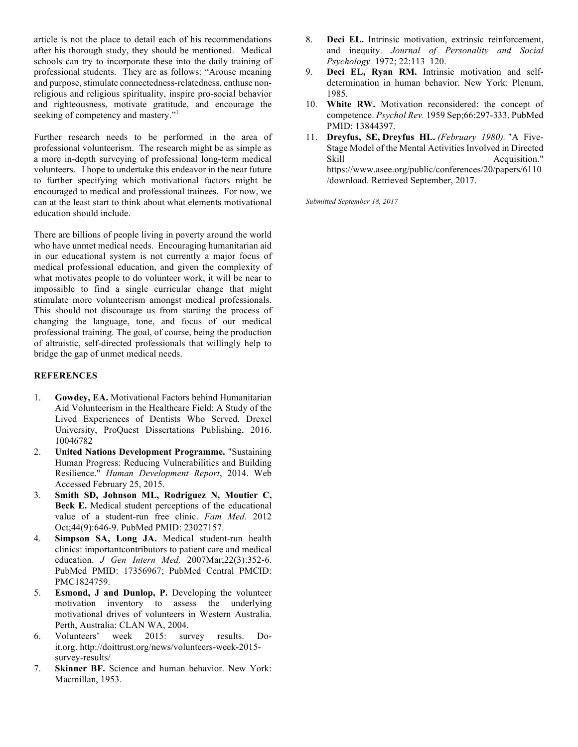article is not the place to detail each of his recommendations after his thorough study, they should be mentioned. Medical schools can try to incorporate these into the daily training of professional students. They are as follows: "Arouse meaning and purpose, stimulate connectedness-relatedness, enthuse non-religious and religious spirituality, inspire pro-social behavior and righteousness, motivate gratitude, and encourage the seeking of competency and mastery."[1]

Further research needs to be performed in the area of professional volunteerism. The research might be as simple as a more in-depth surveying of professional long-term medical volunteers. I hope to undertake this endeavor in the near future to further specifying which motivational factors might be encouraged to medical and professional trainees. For now, we can at the least start to think about what elements motivational education should include.

There are billions of people living in poverty around the world who have unmet medical needs. Encouraging humanitarian aid in our educational system is not currently a major focus of medical professional education, and given the complexity of what motivates people to do volunteer work, it will be near to impossible to find a single curricular change that might stimulate more volunteerism amongst medical professionals. This should not discourage us from starting the process of changing the language, tone, and focus of our medical professional training. The goal, of course, being the production of altruistic, self-directed professionals that willingly help to bridge the gap of unmet medical needs.

## REFERENCES

1. **Gowdey, EA.** Motivational Factors behind Humanitarian Aid Volunteerism in the Healthcare Field: A Study of the Lived Experiences of Dentists Who Served. Drexel University, ProQuest Dissertations Publishing, 2016. 10046782
2. **United Nations Development Programme.** "Sustaining Human Progress: Reducing Vulnerabilities and Building Resilience." *Human Development Report*, 2014. Web Accessed February 25, 2015.
3. **Smith SD, Johnson ML, Rodriguez N, Moutier C, Beck E.** Medical student perceptions of the educational value of a student-run free clinic. *Fam Med.* 2012 Oct;44(9):646-9. PubMed PMID: 23027157.
4. **Simpson SA, Long JA.** Medical student-run health clinics: importantcontributors to patient care and medical education. *J Gen Intern Med.* 2007Mar;22(3):352-6. PubMed PMID: 17356967; PubMed Central PMCID: PMC1824759.
5. **Esmond, J and Dunlop, P.** Developing the volunteer motivation inventory to assess the underlying motivational drives of volunteers in Western Australia. Perth, Australia: CLAN WA, 2004.
6. Volunteers' week 2015: survey results. Do-it.org. http://doittrust.org/news/volunteers-week-2015-survey-results/
7. **Skinner BF.** Science and human behavior. New York: Macmillan, 1953.
8. **Deci EL.** Intrinsic motivation, extrinsic reinforcement, and inequity. *Journal of Personality and Social Psychology.* 1972; 22:113–120.
9. **Deci EL, Ryan RM.** Intrinsic motivation and self-determination in human behavior. New York: Plenum, 1985.
10. **White RW.** Motivation reconsidered: the concept of competence. *Psychol Rev.* 1959 Sep;66:297-333. PubMed PMID: 13844397.
11. **Dreyfus, SE, Dreyfus HL.** *(February 1980).* "A Five-Stage Model of the Mental Activities Involved in Directed Skill Acquisition." https://www.asee.org/public/conferences/20/papers/6110/download*.* Retrieved September, 2017.

*Submitted September 18, 2017*